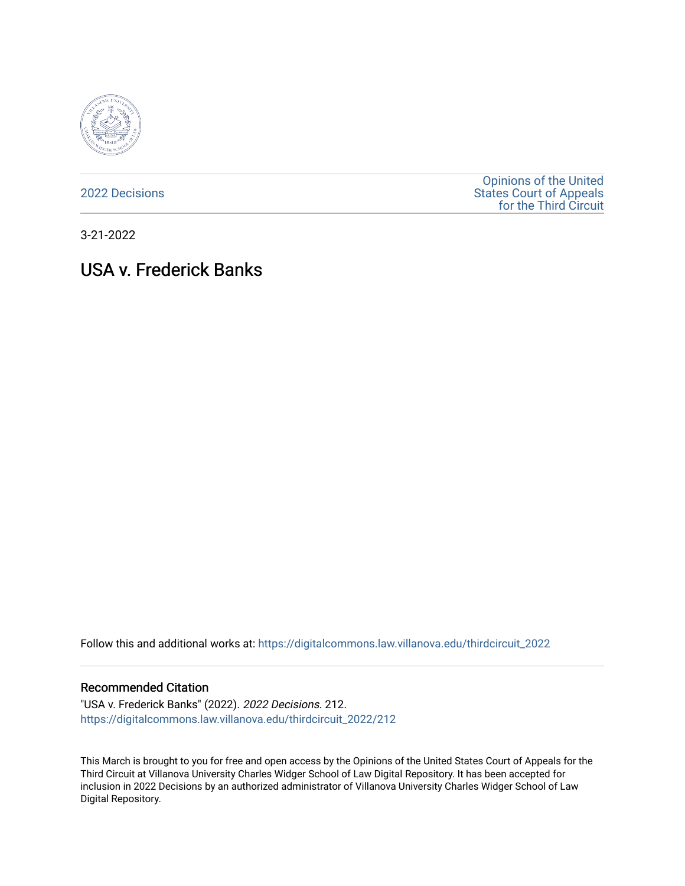2022 Decisions

Opinions of the United States Court of Appeals for the Third Circuit

3-21-2022

# USA v. Frederick Banks

Follow this and additional works at: https://digitalcommons.law.villanova.edu/thirdcircuit_2022

## Recommended Citation

"USA v. Frederick Banks" (2022). *2022 Decisions*. 212.
https://digitalcommons.law.villanova.edu/thirdcircuit_2022/212

This March is brought to you for free and open access by the Opinions of the United States Court of Appeals for the Third Circuit at Villanova University Charles Widger School of Law Digital Repository. It has been accepted for inclusion in 2022 Decisions by an authorized administrator of Villanova University Charles Widger School of Law Digital Repository.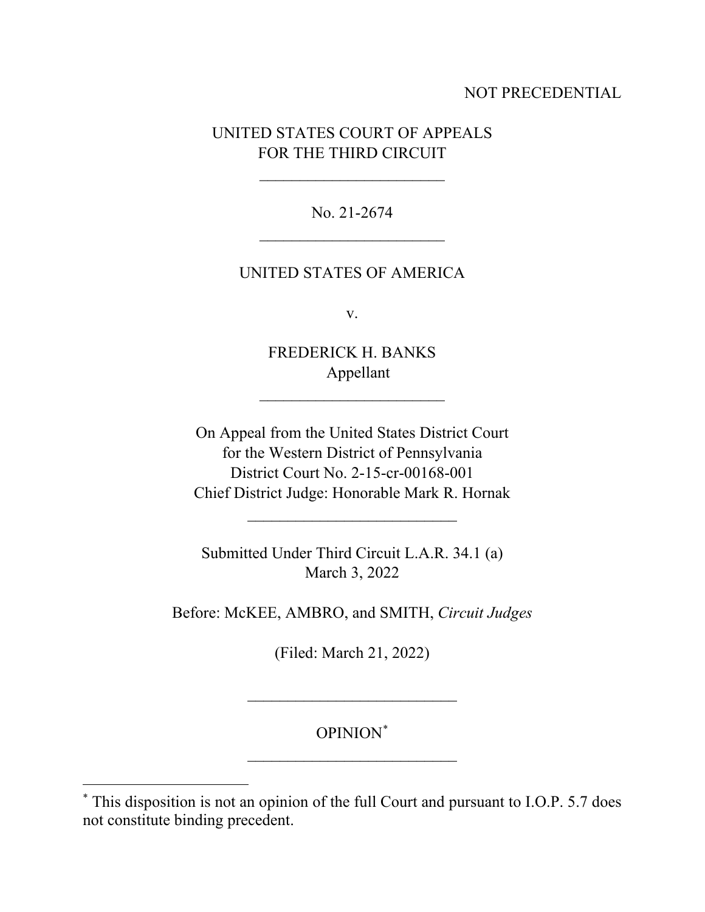NOT PRECEDENTIAL

UNITED STATES COURT OF APPEALS
FOR THE THIRD CIRCUIT

\_\_\_\_\_\_\_\_\_\_\_\_\_\_\_\_\_\_\_\_\_\_\_

No. 21-2674

\_\_\_\_\_\_\_\_\_\_\_\_\_\_\_\_\_\_\_\_\_\_\_

UNITED STATES OF AMERICA

v.

FREDERICK H. BANKS
Appellant

\_\_\_\_\_\_\_\_\_\_\_\_\_\_\_\_\_\_\_\_\_\_\_

On Appeal from the United States District Court
for the Western District of Pennsylvania
District Court No. 2-15-cr-00168-001
Chief District Judge: Honorable Mark R. Hornak

\_\_\_\_\_\_\_\_\_\_\_\_\_\_\_\_\_\_\_\_\_\_\_

Submitted Under Third Circuit L.A.R. 34.1 (a)
March 3, 2022

Before: McKEE, AMBRO, and SMITH, *Circuit Judges*

(Filed: March 21, 2022)

\_\_\_\_\_\_\_\_\_\_\_\_\_\_\_\_\_\_\_\_\_\_\_

OPINION[*]

\_\_\_\_\_\_\_\_\_\_\_\_\_\_\_\_\_\_\_\_\_\_\_

[*] This disposition is not an opinion of the full Court and pursuant to I.O.P. 5.7 does not constitute binding precedent.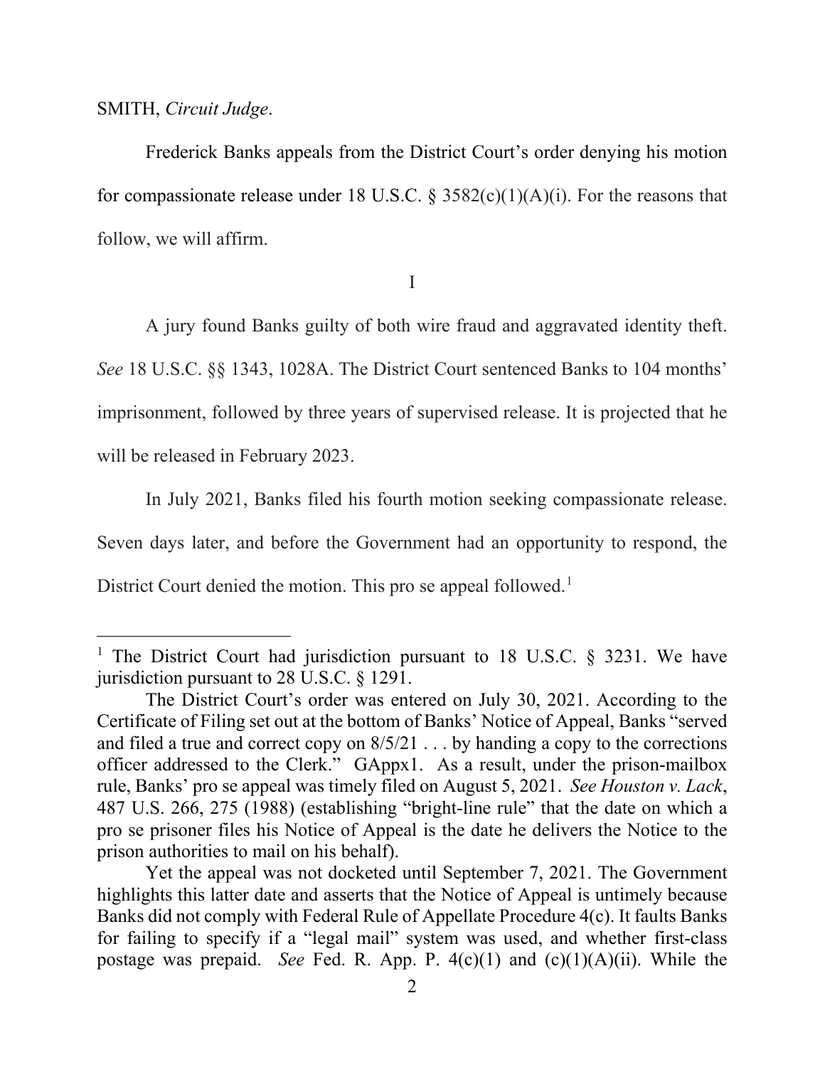SMITH, *Circuit Judge*.

Frederick Banks appeals from the District Court's order denying his motion for compassionate release under 18 U.S.C. § 3582(c)(1)(A)(i). For the reasons that follow, we will affirm.

I

A jury found Banks guilty of both wire fraud and aggravated identity theft. *See* 18 U.S.C. §§ 1343, 1028A. The District Court sentenced Banks to 104 months' imprisonment, followed by three years of supervised release. It is projected that he will be released in February 2023.

In July 2021, Banks filed his fourth motion seeking compassionate release. Seven days later, and before the Government had an opportunity to respond, the District Court denied the motion. This pro se appeal followed.[1]

---

[1] The District Court had jurisdiction pursuant to 18 U.S.C. § 3231. We have jurisdiction pursuant to 28 U.S.C. § 1291.

The District Court's order was entered on July 30, 2021. According to the Certificate of Filing set out at the bottom of Banks' Notice of Appeal, Banks "served and filed a true and correct copy on 8/5/21 . . . by handing a copy to the corrections officer addressed to the Clerk." GAppx1. As a result, under the prison-mailbox rule, Banks' pro se appeal was timely filed on August 5, 2021. *See Houston v. Lack*, 487 U.S. 266, 275 (1988) (establishing "bright-line rule" that the date on which a pro se prisoner files his Notice of Appeal is the date he delivers the Notice to the prison authorities to mail on his behalf).

Yet the appeal was not docketed until September 7, 2021. The Government highlights this latter date and asserts that the Notice of Appeal is untimely because Banks did not comply with Federal Rule of Appellate Procedure 4(c). It faults Banks for failing to specify if a "legal mail" system was used, and whether first-class postage was prepaid. *See* Fed. R. App. P. 4(c)(1) and (c)(1)(A)(ii). While the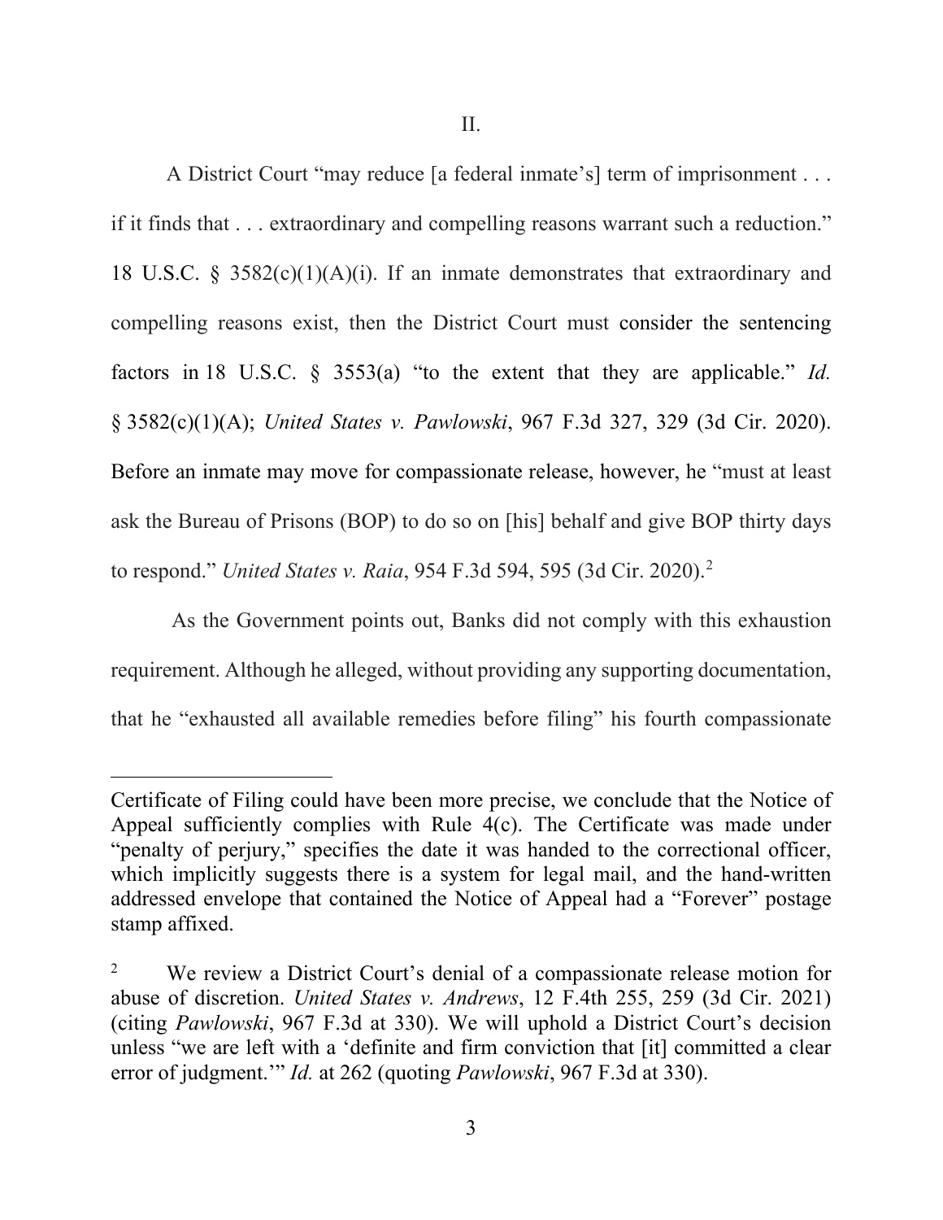II.

A District Court "may reduce [a federal inmate's] term of imprisonment . . . if it finds that . . . extraordinary and compelling reasons warrant such a reduction." 18 U.S.C. § 3582(c)(1)(A)(i). If an inmate demonstrates that extraordinary and compelling reasons exist, then the District Court must consider the sentencing factors in 18 U.S.C. § 3553(a) "to the extent that they are applicable." *Id.* § 3582(c)(1)(A); *United States v. Pawlowski*, 967 F.3d 327, 329 (3d Cir. 2020). Before an inmate may move for compassionate release, however, he "must at least ask the Bureau of Prisons (BOP) to do so on [his] behalf and give BOP thirty days to respond." *United States v. Raia*, 954 F.3d 594, 595 (3d Cir. 2020).[2]

As the Government points out, Banks did not comply with this exhaustion requirement. Although he alleged, without providing any supporting documentation, that he "exhausted all available remedies before filing" his fourth compassionate

---

Certificate of Filing could have been more precise, we conclude that the Notice of Appeal sufficiently complies with Rule 4(c). The Certificate was made under "penalty of perjury," specifies the date it was handed to the correctional officer, which implicitly suggests there is a system for legal mail, and the hand-written addressed envelope that contained the Notice of Appeal had a "Forever" postage stamp affixed.

[2] We review a District Court's denial of a compassionate release motion for abuse of discretion. *United States v. Andrews*, 12 F.4th 255, 259 (3d Cir. 2021) (citing *Pawlowski*, 967 F.3d at 330). We will uphold a District Court's decision unless "we are left with a 'definite and firm conviction that [it] committed a clear error of judgment.'" *Id.* at 262 (quoting *Pawlowski*, 967 F.3d at 330).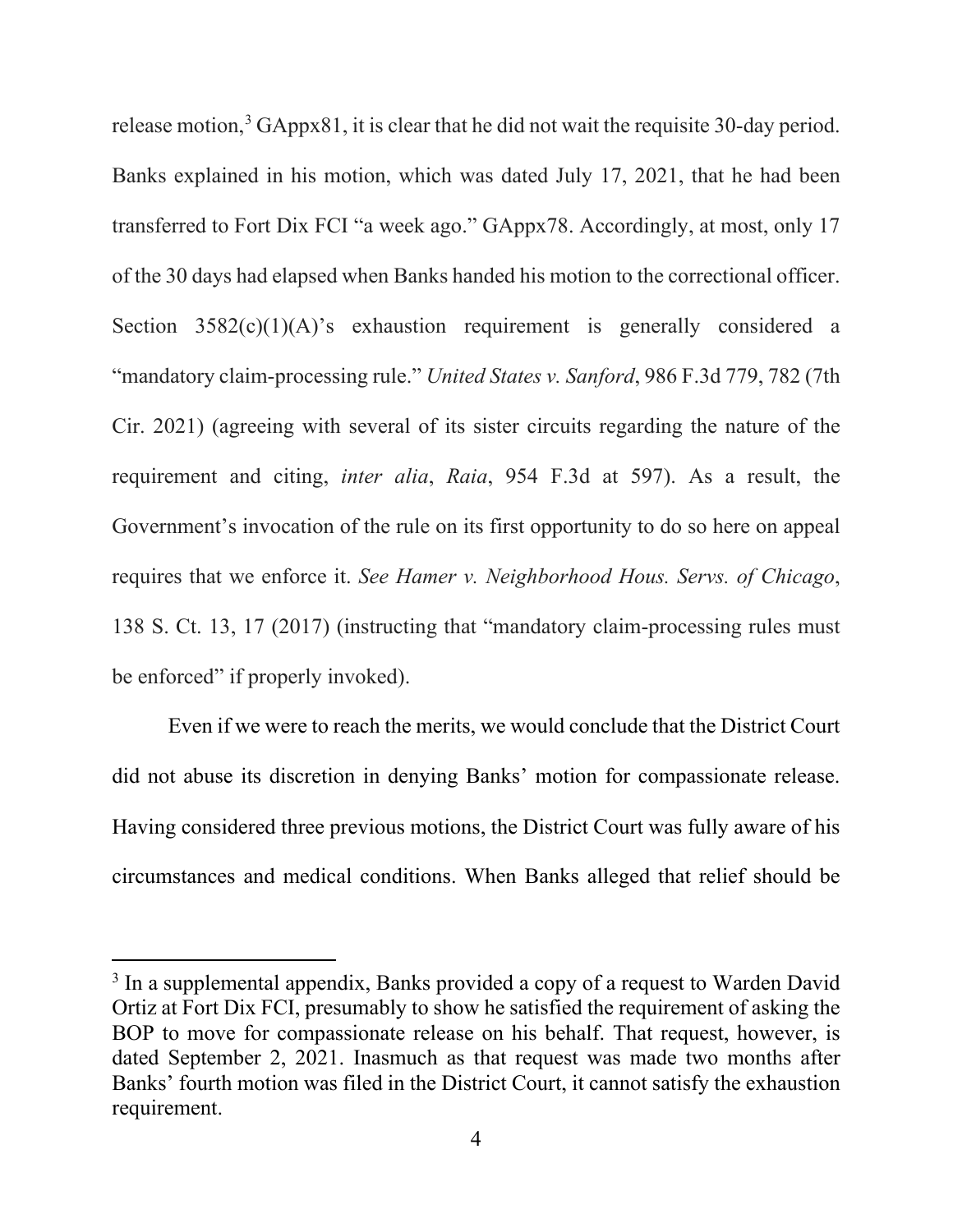release motion,[3] GAppx81, it is clear that he did not wait the requisite 30-day period. Banks explained in his motion, which was dated July 17, 2021, that he had been transferred to Fort Dix FCI "a week ago." GAppx78. Accordingly, at most, only 17 of the 30 days had elapsed when Banks handed his motion to the correctional officer. Section 3582(c)(1)(A)'s exhaustion requirement is generally considered a "mandatory claim-processing rule." *United States v. Sanford*, 986 F.3d 779, 782 (7th Cir. 2021) (agreeing with several of its sister circuits regarding the nature of the requirement and citing, *inter alia*, *Raia*, 954 F.3d at 597). As a result, the Government's invocation of the rule on its first opportunity to do so here on appeal requires that we enforce it. *See Hamer v. Neighborhood Hous. Servs. of Chicago*, 138 S. Ct. 13, 17 (2017) (instructing that "mandatory claim-processing rules must be enforced" if properly invoked).

Even if we were to reach the merits, we would conclude that the District Court did not abuse its discretion in denying Banks' motion for compassionate release. Having considered three previous motions, the District Court was fully aware of his circumstances and medical conditions. When Banks alleged that relief should be

[3] In a supplemental appendix, Banks provided a copy of a request to Warden David Ortiz at Fort Dix FCI, presumably to show he satisfied the requirement of asking the BOP to move for compassionate release on his behalf. That request, however, is dated September 2, 2021. Inasmuch as that request was made two months after Banks' fourth motion was filed in the District Court, it cannot satisfy the exhaustion requirement.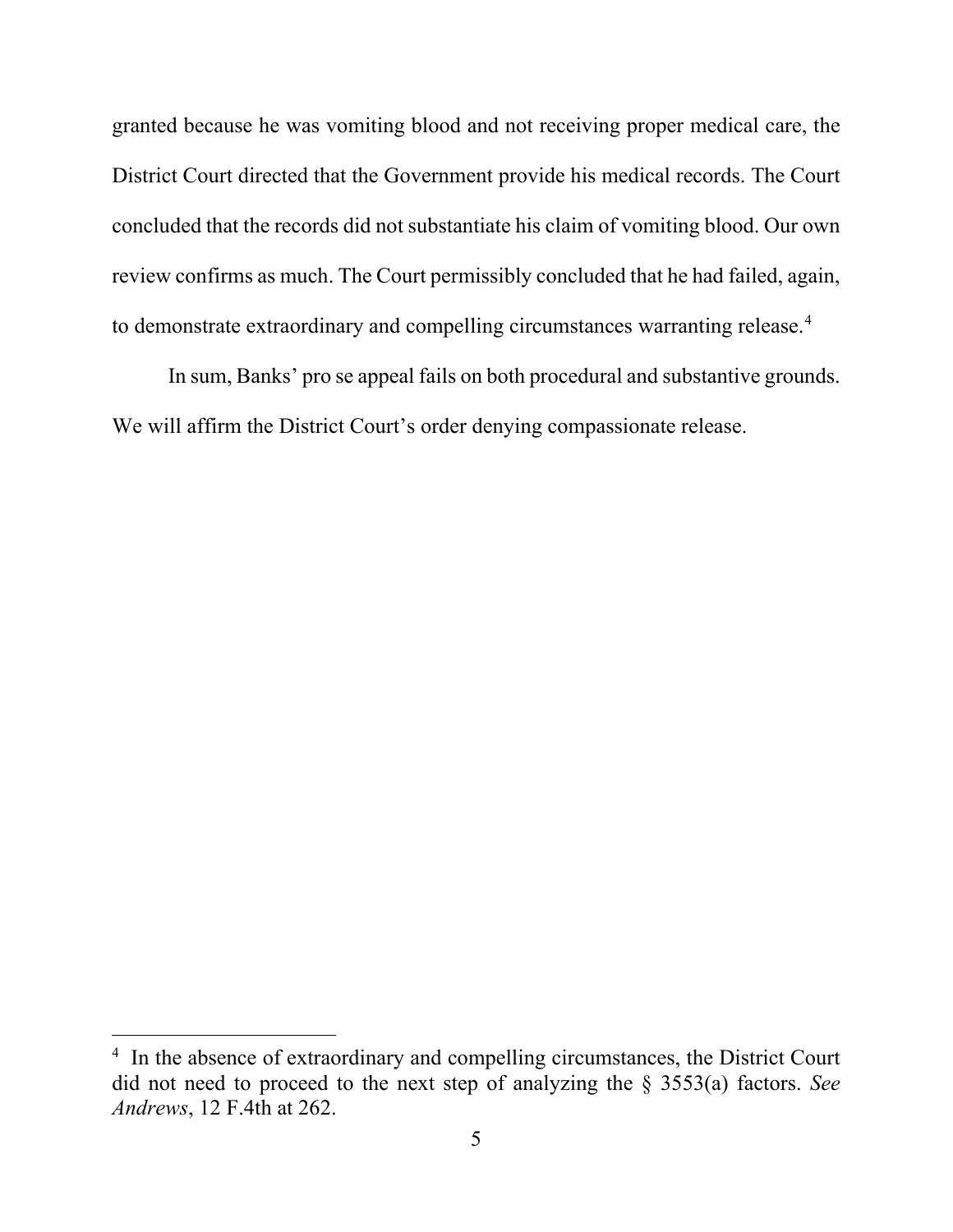granted because he was vomiting blood and not receiving proper medical care, the District Court directed that the Government provide his medical records. The Court concluded that the records did not substantiate his claim of vomiting blood. Our own review confirms as much. The Court permissibly concluded that he had failed, again, to demonstrate extraordinary and compelling circumstances warranting release.[4]

In sum, Banks' pro se appeal fails on both procedural and substantive grounds. We will affirm the District Court's order denying compassionate release.

---

[4] In the absence of extraordinary and compelling circumstances, the District Court did not need to proceed to the next step of analyzing the § 3553(a) factors. *See Andrews*, 12 F.4th at 262.